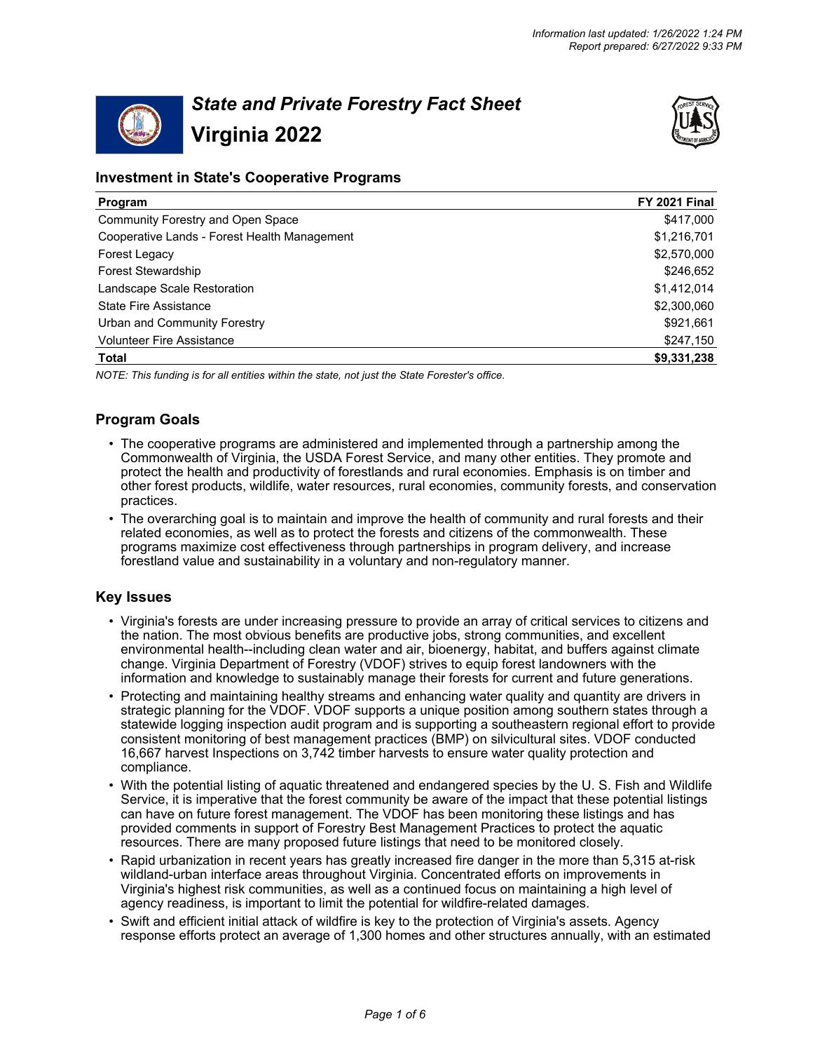Information last updated: 1/26/2022 1:24 PM
Report prepared: 6/27/2022 9:33 PM

# *State and Private Forestry Fact Sheet*
# Virginia 2022

## Investment in State's Cooperative Programs

| Program | FY 2021 Final |
|---|---|
| Community Forestry and Open Space | $417,000 |
| Cooperative Lands - Forest Health Management | $1,216,701 |
| Forest Legacy | $2,570,000 |
| Forest Stewardship | $246,652 |
| Landscape Scale Restoration | $1,412,014 |
| State Fire Assistance | $2,300,060 |
| Urban and Community Forestry | $921,661 |
| Volunteer Fire Assistance | $247,150 |
| **Total** | **$9,331,238** |

*NOTE: This funding is for all entities within the state, not just the State Forester's office.*

## Program Goals

- The cooperative programs are administered and implemented through a partnership among the Commonwealth of Virginia, the USDA Forest Service, and many other entities. They promote and protect the health and productivity of forestlands and rural economies. Emphasis is on timber and other forest products, wildlife, water resources, rural economies, community forests, and conservation practices.
- The overarching goal is to maintain and improve the health of community and rural forests and their related economies, as well as to protect the forests and citizens of the commonwealth. These programs maximize cost effectiveness through partnerships in program delivery, and increase forestland value and sustainability in a voluntary and non-regulatory manner.

## Key Issues

- Virginia's forests are under increasing pressure to provide an array of critical services to citizens and the nation. The most obvious benefits are productive jobs, strong communities, and excellent environmental health--including clean water and air, bioenergy, habitat, and buffers against climate change. Virginia Department of Forestry (VDOF) strives to equip forest landowners with the information and knowledge to sustainably manage their forests for current and future generations.
- Protecting and maintaining healthy streams and enhancing water quality and quantity are drivers in strategic planning for the VDOF. VDOF supports a unique position among southern states through a statewide logging inspection audit program and is supporting a southeastern regional effort to provide consistent monitoring of best management practices (BMP) on silvicultural sites. VDOF conducted 16,667 harvest Inspections on 3,742 timber harvests to ensure water quality protection and compliance.
- With the potential listing of aquatic threatened and endangered species by the U. S. Fish and Wildlife Service, it is imperative that the forest community be aware of the impact that these potential listings can have on future forest management. The VDOF has been monitoring these listings and has provided comments in support of Forestry Best Management Practices to protect the aquatic resources. There are many proposed future listings that need to be monitored closely.
- Rapid urbanization in recent years has greatly increased fire danger in the more than 5,315 at-risk wildland-urban interface areas throughout Virginia. Concentrated efforts on improvements in Virginia's highest risk communities, as well as a continued focus on maintaining a high level of agency readiness, is important to limit the potential for wildfire-related damages.
- Swift and efficient initial attack of wildfire is key to the protection of Virginia's assets. Agency response efforts protect an average of 1,300 homes and other structures annually, with an estimated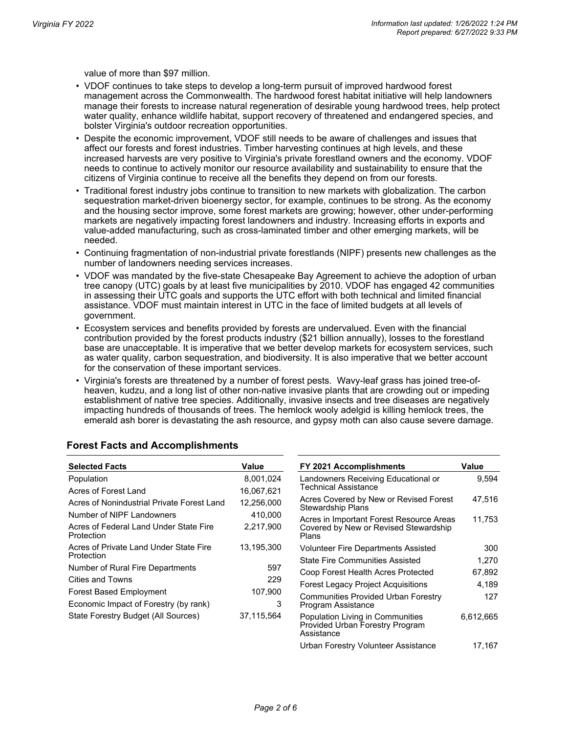value of more than $97 million.

- VDOF continues to take steps to develop a long-term pursuit of improved hardwood forest management across the Commonwealth. The hardwood forest habitat initiative will help landowners manage their forests to increase natural regeneration of desirable young hardwood trees, help protect water quality, enhance wildlife habitat, support recovery of threatened and endangered species, and bolster Virginia's outdoor recreation opportunities.
- Despite the economic improvement, VDOF still needs to be aware of challenges and issues that affect our forests and forest industries. Timber harvesting continues at high levels, and these increased harvests are very positive to Virginia's private forestland owners and the economy. VDOF needs to continue to actively monitor our resource availability and sustainability to ensure that the citizens of Virginia continue to receive all the benefits they depend on from our forests.
- Traditional forest industry jobs continue to transition to new markets with globalization. The carbon sequestration market-driven bioenergy sector, for example, continues to be strong. As the economy and the housing sector improve, some forest markets are growing; however, other under-performing markets are negatively impacting forest landowners and industry. Increasing efforts in exports and value-added manufacturing, such as cross-laminated timber and other emerging markets, will be needed.
- Continuing fragmentation of non-industrial private forestlands (NIPF) presents new challenges as the number of landowners needing services increases.
- VDOF was mandated by the five-state Chesapeake Bay Agreement to achieve the adoption of urban tree canopy (UTC) goals by at least five municipalities by 2010. VDOF has engaged 42 communities in assessing their UTC goals and supports the UTC effort with both technical and limited financial assistance. VDOF must maintain interest in UTC in the face of limited budgets at all levels of government.
- Ecosystem services and benefits provided by forests are undervalued. Even with the financial contribution provided by the forest products industry ($21 billion annually), losses to the forestland base are unacceptable. It is imperative that we better develop markets for ecosystem services, such as water quality, carbon sequestration, and biodiversity. It is also imperative that we better account for the conservation of these important services.
- Virginia's forests are threatened by a number of forest pests. Wavy-leaf grass has joined tree-of-heaven, kudzu, and a long list of other non-native invasive plants that are crowding out or impeding establishment of native tree species. Additionally, invasive insects and tree diseases are negatively impacting hundreds of thousands of trees. The hemlock wooly adelgid is killing hemlock trees, the emerald ash borer is devastating the ash resource, and gypsy moth can also cause severe damage.

## Forest Facts and Accomplishments

| Selected Facts | Value |
|---|---|
| Population | 8,001,024 |
| Acres of Forest Land | 16,067,621 |
| Acres of Nonindustrial Private Forest Land | 12,256,000 |
| Number of NIPF Landowners | 410,000 |
| Acres of Federal Land Under State Fire Protection | 2,217,900 |
| Acres of Private Land Under State Fire Protection | 13,195,300 |
| Number of Rural Fire Departments | 597 |
| Cities and Towns | 229 |
| Forest Based Employment | 107,900 |
| Economic Impact of Forestry (by rank) | 3 |
| State Forestry Budget (All Sources) | 37,115,564 |

| FY 2021 Accomplishments | Value |
|---|---|
| Landowners Receiving Educational or Technical Assistance | 9,594 |
| Acres Covered by New or Revised Forest Stewardship Plans | 47,516 |
| Acres in Important Forest Resource Areas Covered by New or Revised Stewardship Plans | 11,753 |
| Volunteer Fire Departments Assisted | 300 |
| State Fire Communities Assisted | 1,270 |
| Coop Forest Health Acres Protected | 67,892 |
| Forest Legacy Project Acquisitions | 4,189 |
| Communities Provided Urban Forestry Program Assistance | 127 |
| Population Living in Communities Provided Urban Forestry Program Assistance | 6,612,665 |
| Urban Forestry Volunteer Assistance | 17,167 |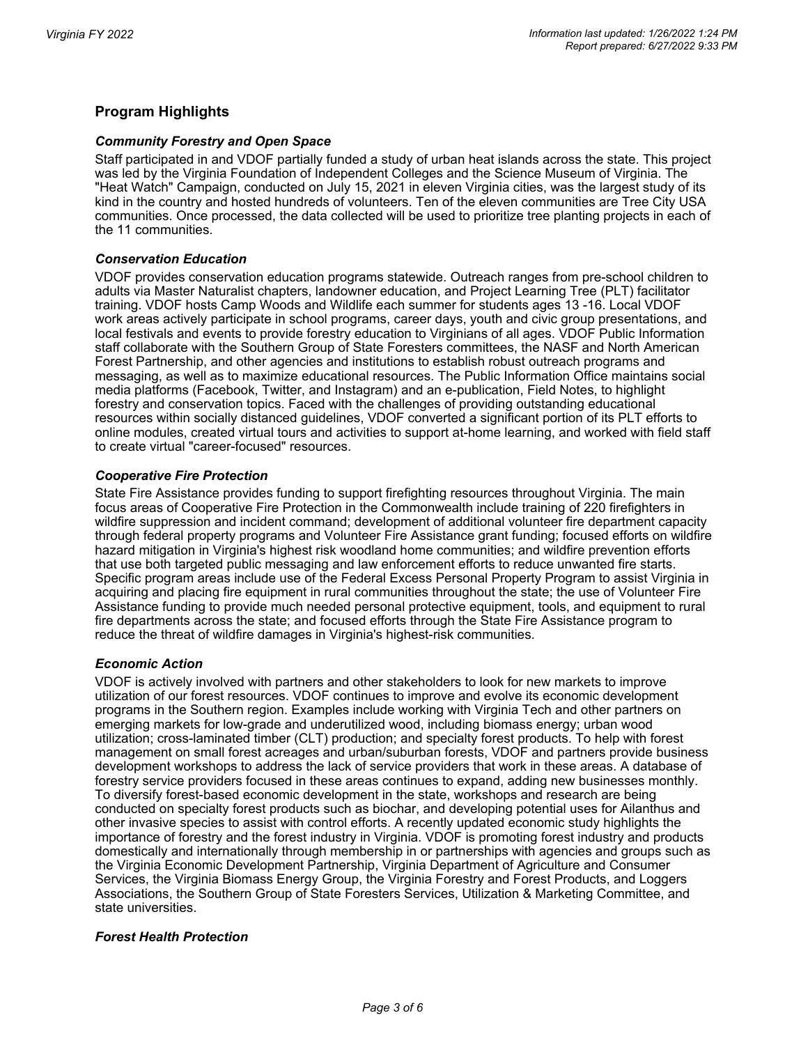## Program Highlights

### *Community Forestry and Open Space*

Staff participated in and VDOF partially funded a study of urban heat islands across the state. This project was led by the Virginia Foundation of Independent Colleges and the Science Museum of Virginia. The "Heat Watch" Campaign, conducted on July 15, 2021 in eleven Virginia cities, was the largest study of its kind in the country and hosted hundreds of volunteers. Ten of the eleven communities are Tree City USA communities. Once processed, the data collected will be used to prioritize tree planting projects in each of the 11 communities.

### *Conservation Education*

VDOF provides conservation education programs statewide. Outreach ranges from pre-school children to adults via Master Naturalist chapters, landowner education, and Project Learning Tree (PLT) facilitator training. VDOF hosts Camp Woods and Wildlife each summer for students ages 13 -16. Local VDOF work areas actively participate in school programs, career days, youth and civic group presentations, and local festivals and events to provide forestry education to Virginians of all ages. VDOF Public Information staff collaborate with the Southern Group of State Foresters committees, the NASF and North American Forest Partnership, and other agencies and institutions to establish robust outreach programs and messaging, as well as to maximize educational resources. The Public Information Office maintains social media platforms (Facebook, Twitter, and Instagram) and an e-publication, Field Notes, to highlight forestry and conservation topics. Faced with the challenges of providing outstanding educational resources within socially distanced guidelines, VDOF converted a significant portion of its PLT efforts to online modules, created virtual tours and activities to support at-home learning, and worked with field staff to create virtual "career-focused" resources.

### *Cooperative Fire Protection*

State Fire Assistance provides funding to support firefighting resources throughout Virginia. The main focus areas of Cooperative Fire Protection in the Commonwealth include training of 220 firefighters in wildfire suppression and incident command; development of additional volunteer fire department capacity through federal property programs and Volunteer Fire Assistance grant funding; focused efforts on wildfire hazard mitigation in Virginia's highest risk woodland home communities; and wildfire prevention efforts that use both targeted public messaging and law enforcement efforts to reduce unwanted fire starts. Specific program areas include use of the Federal Excess Personal Property Program to assist Virginia in acquiring and placing fire equipment in rural communities throughout the state; the use of Volunteer Fire Assistance funding to provide much needed personal protective equipment, tools, and equipment to rural fire departments across the state; and focused efforts through the State Fire Assistance program to reduce the threat of wildfire damages in Virginia's highest-risk communities.

### *Economic Action*

VDOF is actively involved with partners and other stakeholders to look for new markets to improve utilization of our forest resources. VDOF continues to improve and evolve its economic development programs in the Southern region. Examples include working with Virginia Tech and other partners on emerging markets for low-grade and underutilized wood, including biomass energy; urban wood utilization; cross-laminated timber (CLT) production; and specialty forest products. To help with forest management on small forest acreages and urban/suburban forests, VDOF and partners provide business development workshops to address the lack of service providers that work in these areas. A database of forestry service providers focused in these areas continues to expand, adding new businesses monthly. To diversify forest-based economic development in the state, workshops and research are being conducted on specialty forest products such as biochar, and developing potential uses for Ailanthus and other invasive species to assist with control efforts. A recently updated economic study highlights the importance of forestry and the forest industry in Virginia. VDOF is promoting forest industry and products domestically and internationally through membership in or partnerships with agencies and groups such as the Virginia Economic Development Partnership, Virginia Department of Agriculture and Consumer Services, the Virginia Biomass Energy Group, the Virginia Forestry and Forest Products, and Loggers Associations, the Southern Group of State Foresters Services, Utilization & Marketing Committee, and state universities.

### *Forest Health Protection*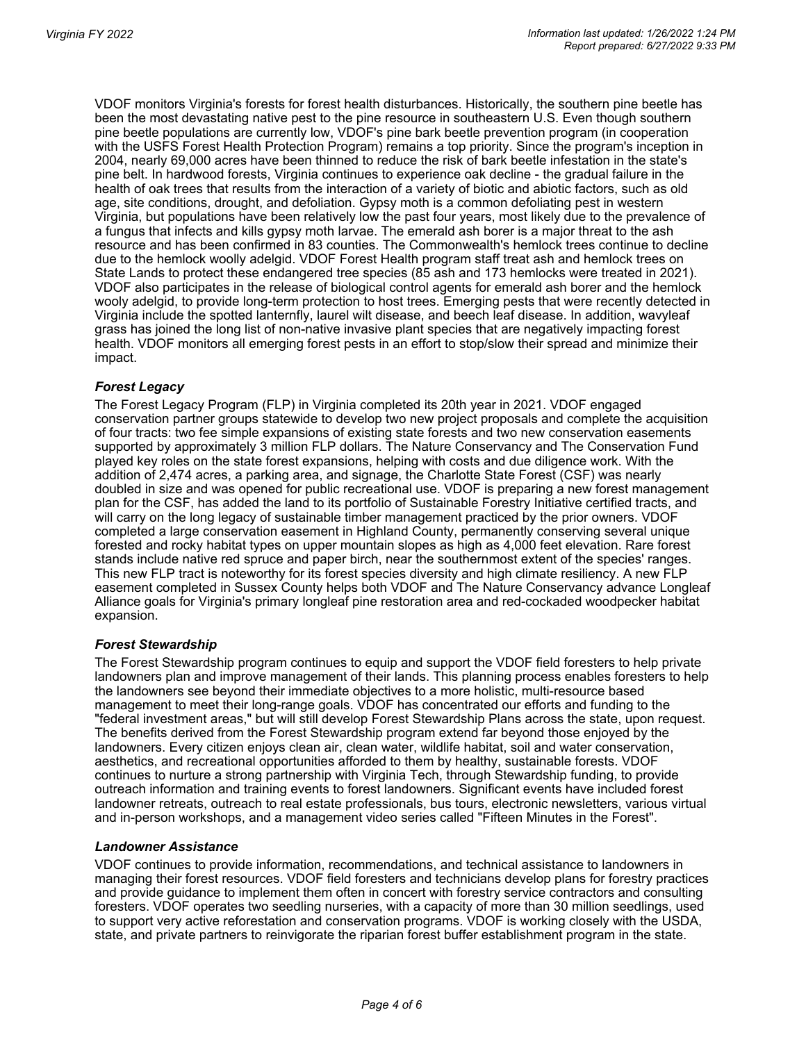VDOF monitors Virginia's forests for forest health disturbances. Historically, the southern pine beetle has been the most devastating native pest to the pine resource in southeastern U.S. Even though southern pine beetle populations are currently low, VDOF's pine bark beetle prevention program (in cooperation with the USFS Forest Health Protection Program) remains a top priority. Since the program's inception in 2004, nearly 69,000 acres have been thinned to reduce the risk of bark beetle infestation in the state's pine belt. In hardwood forests, Virginia continues to experience oak decline - the gradual failure in the health of oak trees that results from the interaction of a variety of biotic and abiotic factors, such as old age, site conditions, drought, and defoliation. Gypsy moth is a common defoliating pest in western Virginia, but populations have been relatively low the past four years, most likely due to the prevalence of a fungus that infects and kills gypsy moth larvae. The emerald ash borer is a major threat to the ash resource and has been confirmed in 83 counties. The Commonwealth's hemlock trees continue to decline due to the hemlock woolly adelgid. VDOF Forest Health program staff treat ash and hemlock trees on State Lands to protect these endangered tree species (85 ash and 173 hemlocks were treated in 2021). VDOF also participates in the release of biological control agents for emerald ash borer and the hemlock wooly adelgid, to provide long-term protection to host trees. Emerging pests that were recently detected in Virginia include the spotted lanternfly, laurel wilt disease, and beech leaf disease. In addition, wavyleaf grass has joined the long list of non-native invasive plant species that are negatively impacting forest health. VDOF monitors all emerging forest pests in an effort to stop/slow their spread and minimize their impact.

### *Forest Legacy*

The Forest Legacy Program (FLP) in Virginia completed its 20th year in 2021. VDOF engaged conservation partner groups statewide to develop two new project proposals and complete the acquisition of four tracts: two fee simple expansions of existing state forests and two new conservation easements supported by approximately 3 million FLP dollars. The Nature Conservancy and The Conservation Fund played key roles on the state forest expansions, helping with costs and due diligence work. With the addition of 2,474 acres, a parking area, and signage, the Charlotte State Forest (CSF) was nearly doubled in size and was opened for public recreational use. VDOF is preparing a new forest management plan for the CSF, has added the land to its portfolio of Sustainable Forestry Initiative certified tracts, and will carry on the long legacy of sustainable timber management practiced by the prior owners. VDOF completed a large conservation easement in Highland County, permanently conserving several unique forested and rocky habitat types on upper mountain slopes as high as 4,000 feet elevation. Rare forest stands include native red spruce and paper birch, near the southernmost extent of the species' ranges. This new FLP tract is noteworthy for its forest species diversity and high climate resiliency. A new FLP easement completed in Sussex County helps both VDOF and The Nature Conservancy advance Longleaf Alliance goals for Virginia's primary longleaf pine restoration area and red-cockaded woodpecker habitat expansion.

### *Forest Stewardship*

The Forest Stewardship program continues to equip and support the VDOF field foresters to help private landowners plan and improve management of their lands. This planning process enables foresters to help the landowners see beyond their immediate objectives to a more holistic, multi-resource based management to meet their long-range goals. VDOF has concentrated our efforts and funding to the "federal investment areas," but will still develop Forest Stewardship Plans across the state, upon request. The benefits derived from the Forest Stewardship program extend far beyond those enjoyed by the landowners. Every citizen enjoys clean air, clean water, wildlife habitat, soil and water conservation, aesthetics, and recreational opportunities afforded to them by healthy, sustainable forests. VDOF continues to nurture a strong partnership with Virginia Tech, through Stewardship funding, to provide outreach information and training events to forest landowners. Significant events have included forest landowner retreats, outreach to real estate professionals, bus tours, electronic newsletters, various virtual and in-person workshops, and a management video series called "Fifteen Minutes in the Forest".

### *Landowner Assistance*

VDOF continues to provide information, recommendations, and technical assistance to landowners in managing their forest resources. VDOF field foresters and technicians develop plans for forestry practices and provide guidance to implement them often in concert with forestry service contractors and consulting foresters. VDOF operates two seedling nurseries, with a capacity of more than 30 million seedlings, used to support very active reforestation and conservation programs. VDOF is working closely with the USDA, state, and private partners to reinvigorate the riparian forest buffer establishment program in the state.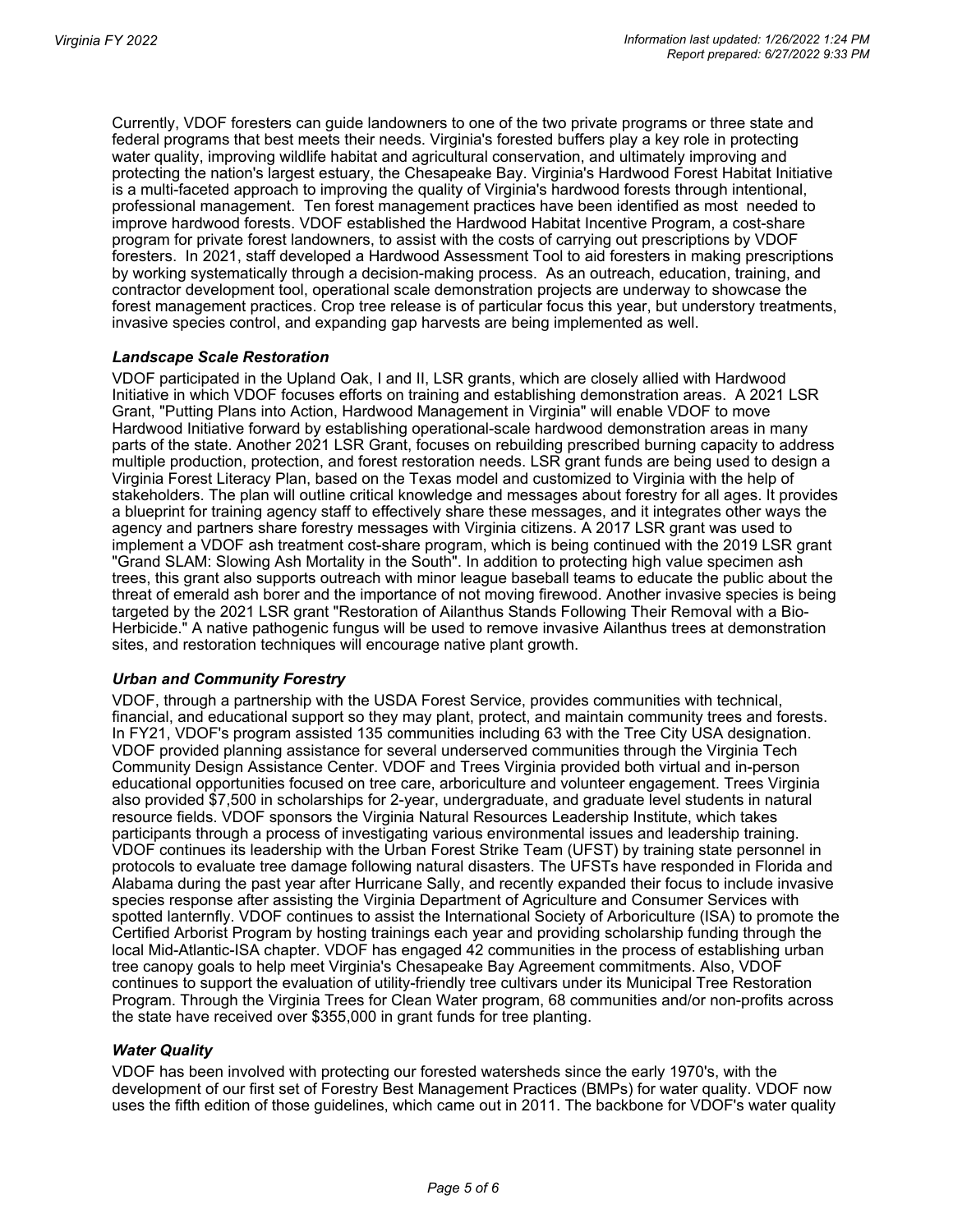Currently, VDOF foresters can guide landowners to one of the two private programs or three state and federal programs that best meets their needs. Virginia's forested buffers play a key role in protecting water quality, improving wildlife habitat and agricultural conservation, and ultimately improving and protecting the nation's largest estuary, the Chesapeake Bay. Virginia's Hardwood Forest Habitat Initiative is a multi-faceted approach to improving the quality of Virginia's hardwood forests through intentional, professional management. Ten forest management practices have been identified as most needed to improve hardwood forests. VDOF established the Hardwood Habitat Incentive Program, a cost-share program for private forest landowners, to assist with the costs of carrying out prescriptions by VDOF foresters. In 2021, staff developed a Hardwood Assessment Tool to aid foresters in making prescriptions by working systematically through a decision-making process. As an outreach, education, training, and contractor development tool, operational scale demonstration projects are underway to showcase the forest management practices. Crop tree release is of particular focus this year, but understory treatments, invasive species control, and expanding gap harvests are being implemented as well.

### *Landscape Scale Restoration*

VDOF participated in the Upland Oak, I and II, LSR grants, which are closely allied with Hardwood Initiative in which VDOF focuses efforts on training and establishing demonstration areas. A 2021 LSR Grant, "Putting Plans into Action, Hardwood Management in Virginia" will enable VDOF to move Hardwood Initiative forward by establishing operational-scale hardwood demonstration areas in many parts of the state. Another 2021 LSR Grant, focuses on rebuilding prescribed burning capacity to address multiple production, protection, and forest restoration needs. LSR grant funds are being used to design a Virginia Forest Literacy Plan, based on the Texas model and customized to Virginia with the help of stakeholders. The plan will outline critical knowledge and messages about forestry for all ages. It provides a blueprint for training agency staff to effectively share these messages, and it integrates other ways the agency and partners share forestry messages with Virginia citizens. A 2017 LSR grant was used to implement a VDOF ash treatment cost-share program, which is being continued with the 2019 LSR grant "Grand SLAM: Slowing Ash Mortality in the South". In addition to protecting high value specimen ash trees, this grant also supports outreach with minor league baseball teams to educate the public about the threat of emerald ash borer and the importance of not moving firewood. Another invasive species is being targeted by the 2021 LSR grant "Restoration of Ailanthus Stands Following Their Removal with a Bio-Herbicide." A native pathogenic fungus will be used to remove invasive Ailanthus trees at demonstration sites, and restoration techniques will encourage native plant growth.

### *Urban and Community Forestry*

VDOF, through a partnership with the USDA Forest Service, provides communities with technical, financial, and educational support so they may plant, protect, and maintain community trees and forests. In FY21, VDOF's program assisted 135 communities including 63 with the Tree City USA designation. VDOF provided planning assistance for several underserved communities through the Virginia Tech Community Design Assistance Center. VDOF and Trees Virginia provided both virtual and in-person educational opportunities focused on tree care, arboriculture and volunteer engagement. Trees Virginia also provided $7,500 in scholarships for 2-year, undergraduate, and graduate level students in natural resource fields. VDOF sponsors the Virginia Natural Resources Leadership Institute, which takes participants through a process of investigating various environmental issues and leadership training. VDOF continues its leadership with the Urban Forest Strike Team (UFST) by training state personnel in protocols to evaluate tree damage following natural disasters. The UFSTs have responded in Florida and Alabama during the past year after Hurricane Sally, and recently expanded their focus to include invasive species response after assisting the Virginia Department of Agriculture and Consumer Services with spotted lanternfly. VDOF continues to assist the International Society of Arboriculture (ISA) to promote the Certified Arborist Program by hosting trainings each year and providing scholarship funding through the local Mid-Atlantic-ISA chapter. VDOF has engaged 42 communities in the process of establishing urban tree canopy goals to help meet Virginia's Chesapeake Bay Agreement commitments. Also, VDOF continues to support the evaluation of utility-friendly tree cultivars under its Municipal Tree Restoration Program. Through the Virginia Trees for Clean Water program, 68 communities and/or non-profits across the state have received over $355,000 in grant funds for tree planting.

### *Water Quality*

VDOF has been involved with protecting our forested watersheds since the early 1970's, with the development of our first set of Forestry Best Management Practices (BMPs) for water quality. VDOF now uses the fifth edition of those guidelines, which came out in 2011. The backbone for VDOF's water quality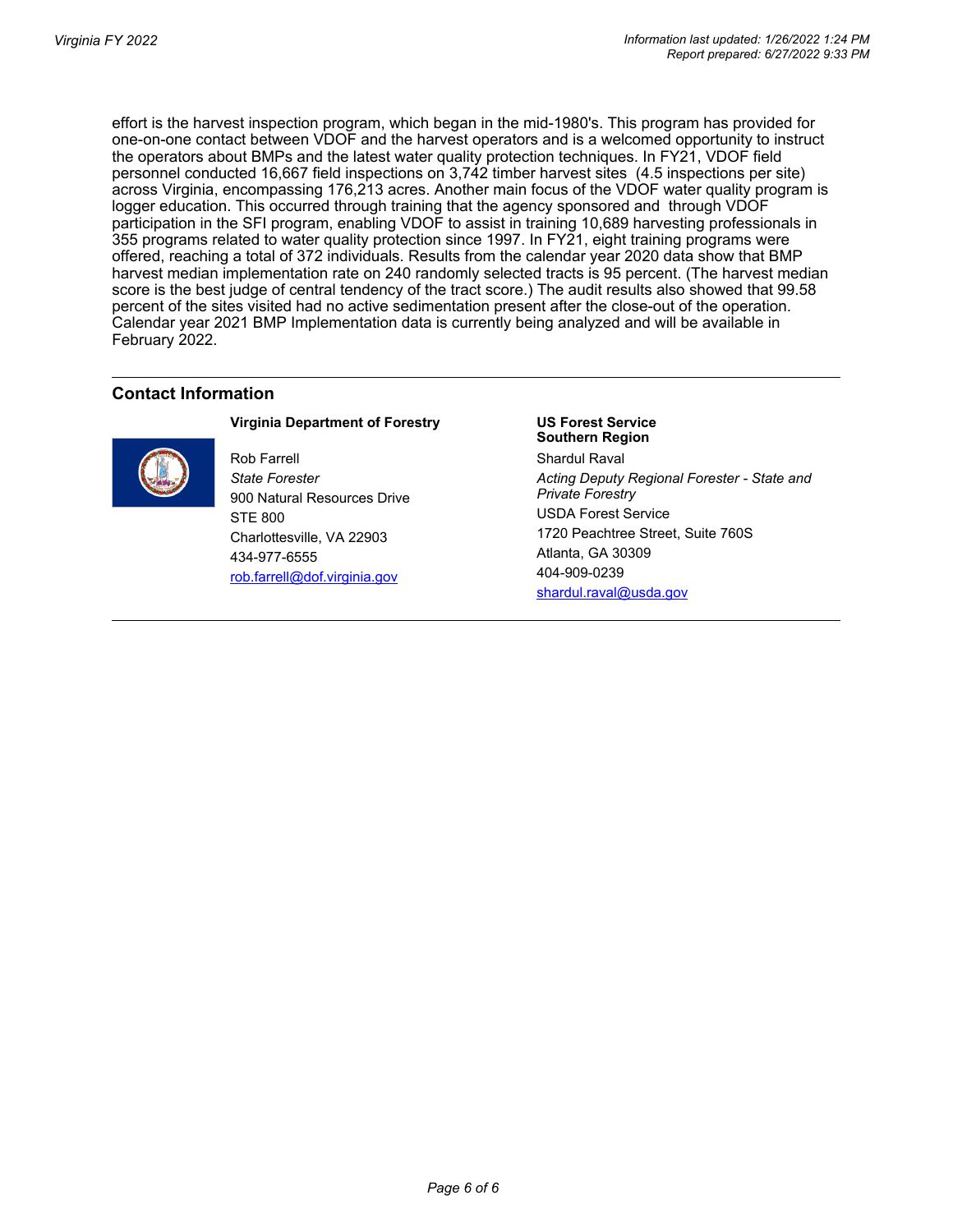effort is the harvest inspection program, which began in the mid-1980's. This program has provided for one-on-one contact between VDOF and the harvest operators and is a welcomed opportunity to instruct the operators about BMPs and the latest water quality protection techniques. In FY21, VDOF field personnel conducted 16,667 field inspections on 3,742 timber harvest sites (4.5 inspections per site) across Virginia, encompassing 176,213 acres. Another main focus of the VDOF water quality program is logger education. This occurred through training that the agency sponsored and through VDOF participation in the SFI program, enabling VDOF to assist in training 10,689 harvesting professionals in 355 programs related to water quality protection since 1997. In FY21, eight training programs were offered, reaching a total of 372 individuals. Results from the calendar year 2020 data show that BMP harvest median implementation rate on 240 randomly selected tracts is 95 percent. (The harvest median score is the best judge of central tendency of the tract score.) The audit results also showed that 99.58 percent of the sites visited had no active sedimentation present after the close-out of the operation. Calendar year 2021 BMP Implementation data is currently being analyzed and will be available in February 2022.

## Contact Information

**Virginia Department of Forestry**

Rob Farrell
*State Forester*
900 Natural Resources Drive
STE 800
Charlottesville, VA 22903
434-977-6555
rob.farrell@dof.virginia.gov

**US Forest Service**
**Southern Region**

Shardul Raval
*Acting Deputy Regional Forester - State and Private Forestry*
USDA Forest Service
1720 Peachtree Street, Suite 760S
Atlanta, GA 30309
404-909-0239
shardul.raval@usda.gov